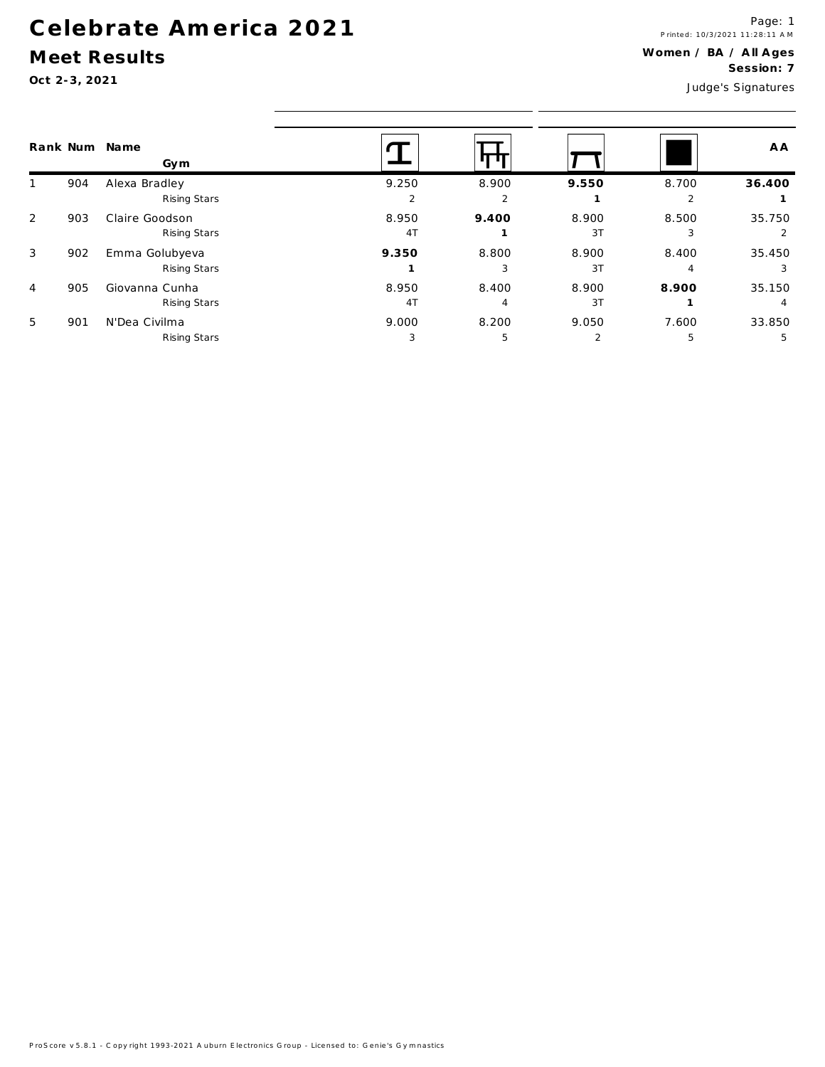# Celebrate America 2021

## Meet Results

**Oct 2-3, 2021**

Printed: 10/3/2021 11:28:11 AM

**Women / BA / All Ages**

**Session: 7**

Judge's Signatures

| Rank | Num | Name / Gym | Vault | Bars | Beam | Floor | AA |
|---|---|---|---|---|---|---|---|
| 1 | 904 | Alexa Bradley | 9.250 | 8.900 | **9.550** | 8.700 | **36.400** |
| | | Rising Stars | 2 | 2 | **1** | 2 | **1** |
| 2 | 903 | Claire Goodson | 8.950 | **9.400** | 8.900 | 8.500 | 35.750 |
| | | Rising Stars | 4T | **1** | 3T | 3 | 2 |
| 3 | 902 | Emma Golubyeva | **9.350** | 8.800 | 8.900 | 8.400 | 35.450 |
| | | Rising Stars | **1** | 3 | 3T | 4 | 3 |
| 4 | 905 | Giovanna Cunha | 8.950 | 8.400 | 8.900 | **8.900** | 35.150 |
| | | Rising Stars | 4T | 4 | 3T | **1** | 4 |
| 5 | 901 | N'Dea Civilma | 9.000 | 8.200 | 9.050 | 7.600 | 33.850 |
| | | Rising Stars | 3 | 5 | 2 | 5 | 5 |

ProScore v5.8.1 - Copyright 1993-2021 Auburn Electronics Group - Licensed to: Genie's Gymnastics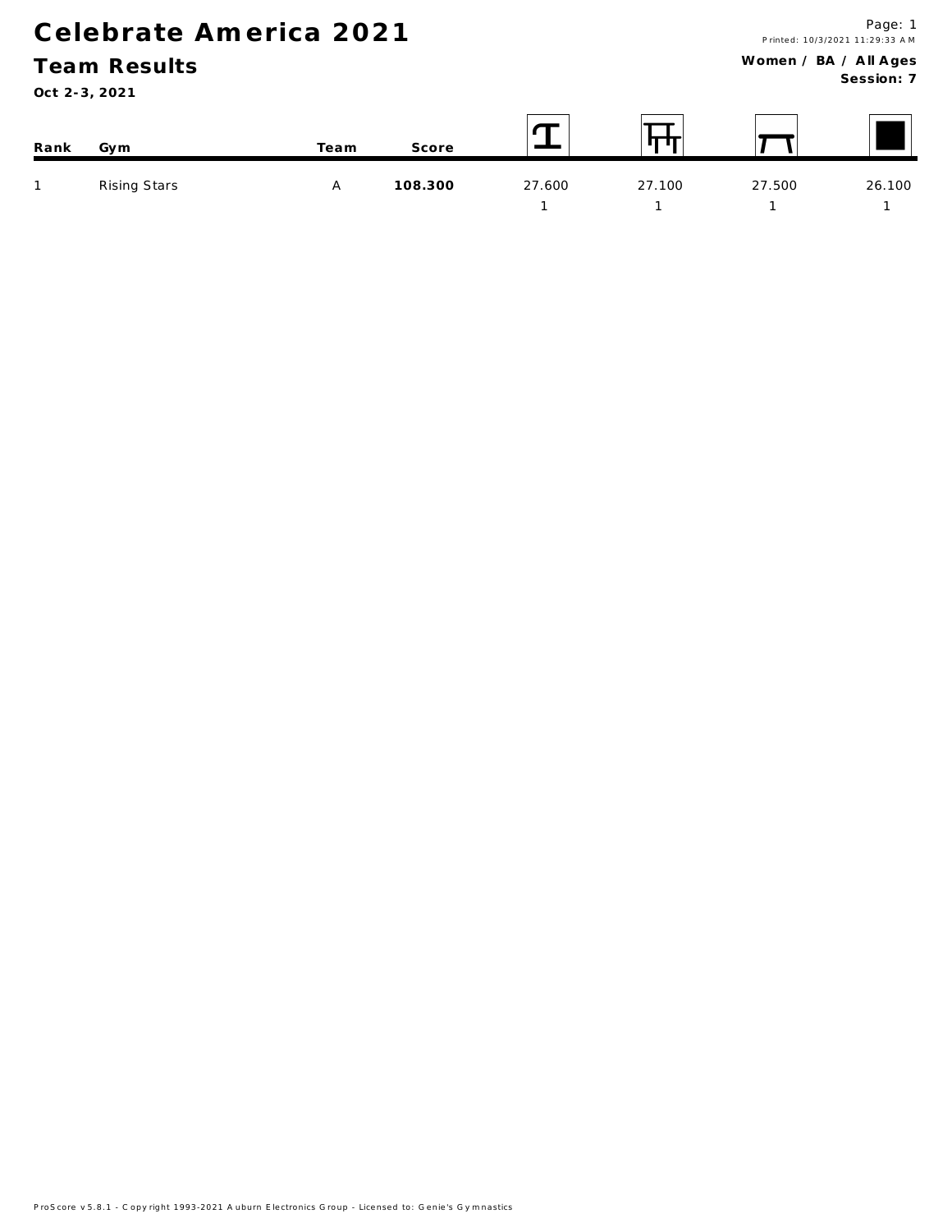# Celebrate America 2021

## Team Results

**Oct 2-3, 2021**

**Women / BA / All Ages**
**Session: 7**

| Rank | Gym | Team | Score | Vault | Bars | Beam | Floor |
|---|---|---|---|---|---|---|---|
| 1 | Rising Stars | A | **108.300** | 27.600<br>1 | 27.100<br>1 | 27.500<br>1 | 26.100<br>1 |

ProScore v5.8.1 - Copyright 1993-2021 Auburn Electronics Group - Licensed to: Genie's Gymnastics